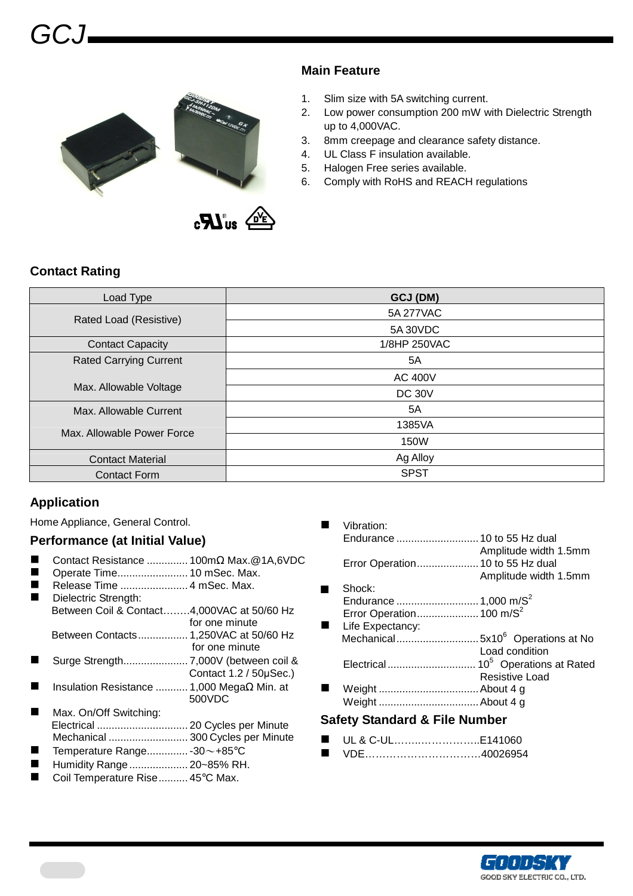# GCJ

## Main Feature

1. Slim size with 5A switching current.
2. Low power consumption 200 mW with Dielectric Strength up to 4,000VAC.
3. 8mm creepage and clearance safety distance.
4. UL Class F insulation available.
5. Halogen Free series available.
6. Comply with RoHS and REACH regulations

## Contact Rating

| Load Type | GCJ (DM) |
|---|---|
| Rated Load (Resistive) | 5A 277VAC |
| | 5A 30VDC |
| Contact Capacity | 1/8HP 250VAC |
| Rated Carrying Current | 5A |
| Max. Allowable Voltage | AC 400V |
| | DC 30V |
| Max. Allowable Current | 5A |
| Max. Allowable Power Force | 1385VA |
| | 150W |
| Contact Material | Ag Alloy |
| Contact Form | SPST |

## Application

Home Appliance, General Control.

## Performance (at Initial Value)

- Contact Resistance .............. 100mΩ Max.@1A,6VDC
- Operate Time........................ 10 mSec. Max.
- Release Time ....................... 4 mSec. Max.
- Dielectric Strength:
  - Between Coil & Contact……..4,000VAC at 50/60 Hz for one minute
  - Between Contacts................. 1,250VAC at 50/60 Hz for one minute
- Surge Strength...................... 7,000V (between coil & Contact 1.2 / 50μSec.)
- Insulation Resistance ........... 1,000 MegaΩ Min. at 500VDC
- Max. On/Off Switching:
  - Electrical ............................... 20 Cycles per Minute
  - Mechanical ........................... 300 Cycles per Minute
- Temperature Range.............. -30～+85℃
- Humidity Range .................... 20~85% RH.
- Coil Temperature Rise.......... 45℃ Max.
- Vibration:
  - Endurance ............................ 10 to 55 Hz dual Amplitude width 1.5mm
  - Error Operation..................... 10 to 55 Hz dual Amplitude width 1.5mm
- Shock:
  - Endurance ............................ 1,000 $m/S^2$
  - Error Operation..................... 100 $m/S^2$
- Life Expectancy:
  - Mechanical............................ $5x10^6$ Operations at No Load condition
  - Electrical .............................. $10^5$ Operations at Rated Resistive Load
- Weight .................................. About 4 g
  Weight .................................. About 4 g

## Safety Standard & File Number

- UL & C-UL……………………..E141060
- VDE……………………………40026954

GOODSKY
GOOD SKY ELECTRIC CO., LTD.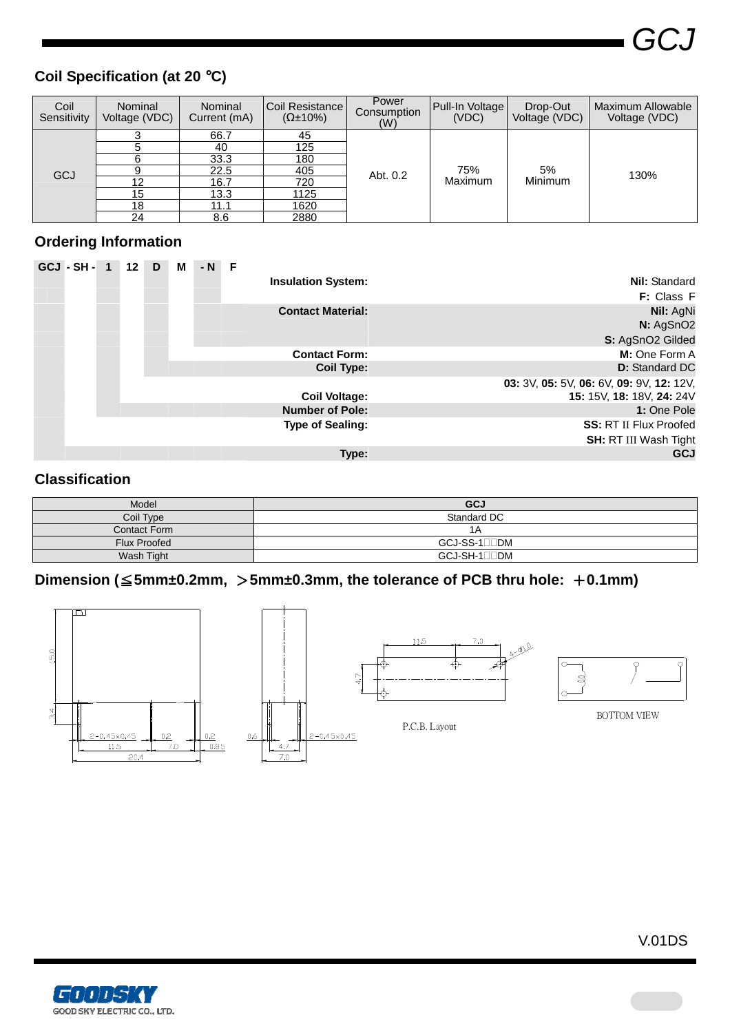## Coil Specification (at 20 ℃)

| Coil Sensitivity | Nominal Voltage (VDC) | Nominal Current (mA) | Coil Resistance (Ω±10%) | Power Consumption (W) | Pull-In Voltage (VDC) | Drop-Out Voltage (VDC) | Maximum Allowable Voltage (VDC) |
|---|---|---|---|---|---|---|---|
| GCJ | 3 | 66.7 | 45 | Abt. 0.2 | 75% Maximum | 5% Minimum | 130% |
| | 5 | 40 | 125 | | | | |
| | 6 | 33.3 | 180 | | | | |
| | 9 | 22.5 | 405 | | | | |
| | 12 | 16.7 | 720 | | | | |
| | 15 | 13.3 | 1125 | | | | |
| | 18 | 11.1 | 1620 | | | | |
| | 24 | 8.6 | 2880 | | | | |

## Ordering Information

GCJ - SH - 1 12 D M - N F

| | |
|---|---|
| **Insulation System:** | **Nil:** Standard<br>**F:** Class F |
| **Contact Material:** | **Nil:** AgNi<br>**N:** AgSnO2<br>**S:** AgSnO2 Gilded |
| **Contact Form:** | **M:** One Form A |
| **Coil Type:** | **D:** Standard DC |
| **Coil Voltage:** | **03:** 3V, **05:** 5V, **06:** 6V, **09:** 9V, **12:** 12V,<br>**15:** 15V, **18:** 18V, **24:** 24V |
| **Number of Pole:** | **1:** One Pole |
| **Type of Sealing:** | **SS:** RT II Flux Proofed<br>**SH:** RT III Wash Tight |
| **Type:** | **GCJ** |

## Classification

| Model | GCJ |
|---|---|
| Coil Type | Standard DC |
| Contact Form | 1A |
| Flux Proofed | GCJ-SS-1□□DM |
| Wash Tight | GCJ-SH-1□□DM |

## Dimension (≦5mm±0.2mm, ＞5mm±0.3mm, the tolerance of PCB thru hole: ＋0.1mm)

15.0
3.4
2-0.45×0.45
0.2
0.2
11.5
7.0
0.85
20.4

0.6
2-0.45×0.45
4.7
7.0

11.5
7.0
4-φ1.0
4.7
P.C.B. Layout

BOTTOM VIEW

V.01DS